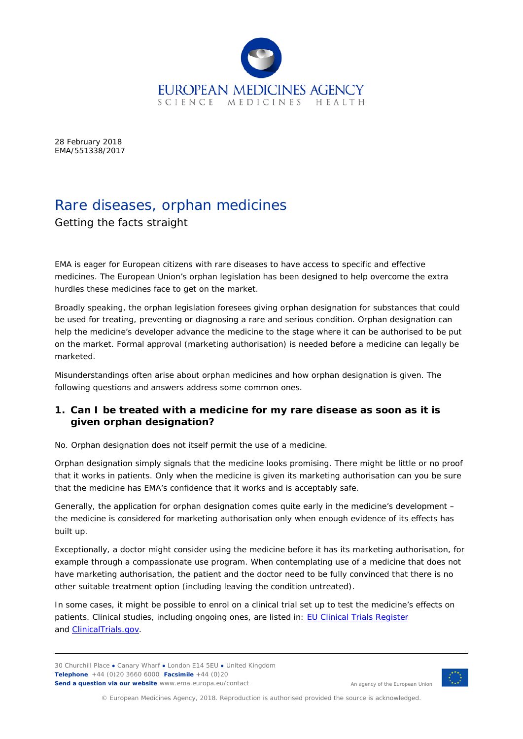28 February 2018
EMA/551338/2017

# Rare diseases, orphan medicines

Getting the facts straight

EMA is eager for European citizens with rare diseases to have access to specific and effective medicines. The European Union's orphan legislation has been designed to help overcome the extra hurdles these medicines face to get on the market.

Broadly speaking, the orphan legislation foresees giving orphan designation for substances that could be used for treating, preventing or diagnosing a rare and serious condition. Orphan designation can help the medicine's developer advance the medicine to the stage where it can be authorised to be put on the market. Formal approval (marketing authorisation) is needed before a medicine can legally be marketed.

Misunderstandings often arise about orphan medicines and how orphan designation is given. The following questions and answers address some common ones.

## 1. Can I be treated with a medicine for my rare disease as soon as it is given orphan designation?

No. Orphan designation does not itself permit the use of a medicine.

Orphan designation simply signals that the medicine looks promising. There might be little or no proof that it works in patients. Only when the medicine is given its marketing authorisation can you be sure that the medicine has EMA's confidence that it works and is acceptably safe.

Generally, the application for orphan designation comes quite early in the medicine's development – the medicine is considered for marketing authorisation only when enough evidence of its effects has built up.

Exceptionally, a doctor might consider using the medicine before it has its marketing authorisation, for example through a compassionate use program. When contemplating use of a medicine that does not have marketing authorisation, the patient and the doctor need to be fully convinced that there is no other suitable treatment option (including leaving the condition untreated).

In some cases, it might be possible to enrol on a clinical trial set up to test the medicine's effects on patients. Clinical studies, including ongoing ones, are listed in: [EU Clinical Trials Register](https://www.clinicaltrialsregister.eu) and [ClinicalTrials.gov](https://clinicaltrials.gov).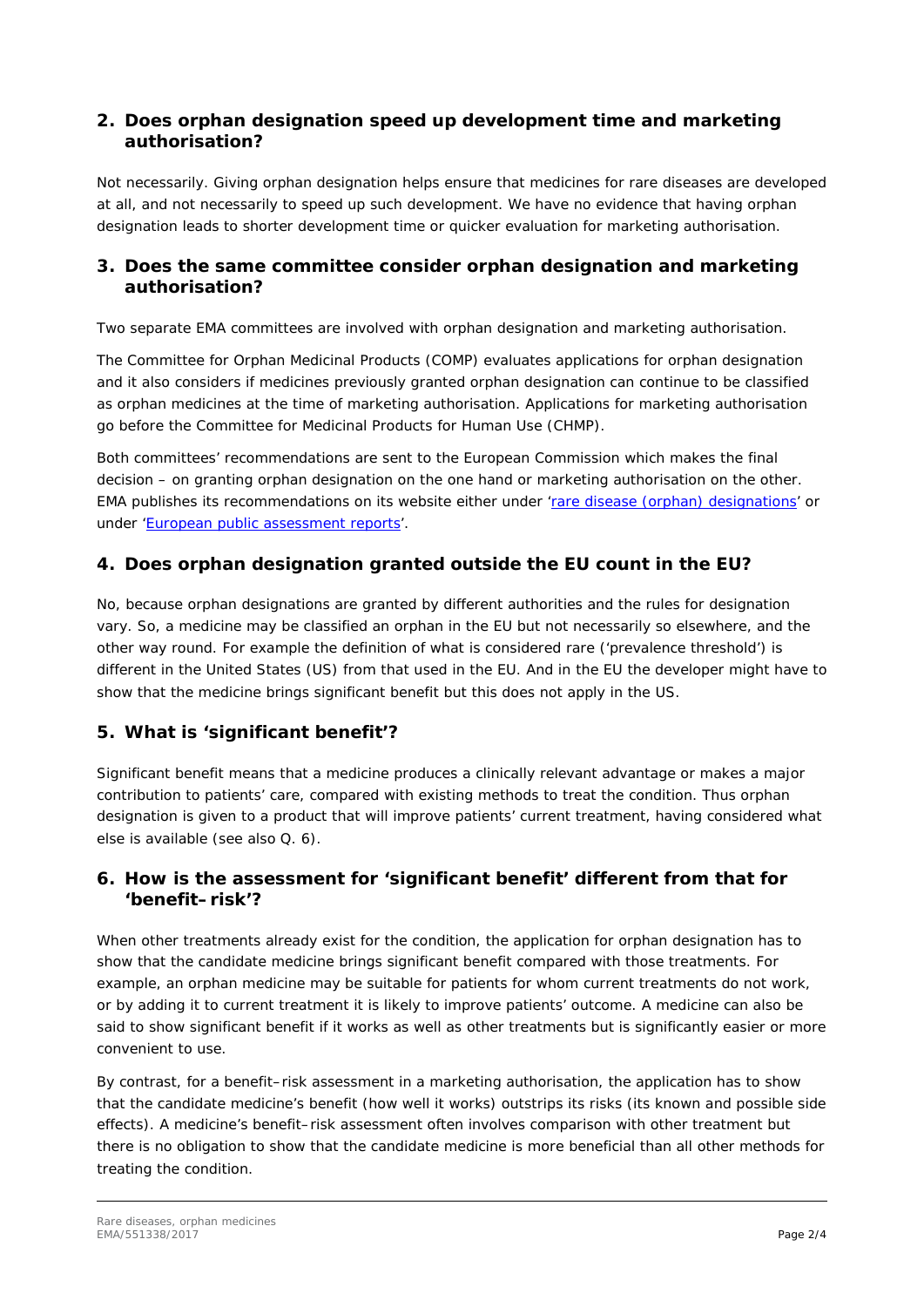## 2. Does orphan designation speed up development time and marketing authorisation?

Not necessarily. Giving orphan designation helps ensure that medicines for rare diseases are developed at all, and not necessarily to speed up such development. We have no evidence that having orphan designation leads to shorter development time or quicker evaluation for marketing authorisation.

## 3. Does the same committee consider orphan designation and marketing authorisation?

Two separate EMA committees are involved with orphan designation and marketing authorisation.

The Committee for Orphan Medicinal Products (COMP) evaluates applications for orphan designation and it also considers if medicines previously granted orphan designation can continue to be classified as orphan medicines at the time of marketing authorisation. Applications for marketing authorisation go before the Committee for Medicinal Products for Human Use (CHMP).

Both committees' recommendations are sent to the European Commission which makes the final decision – on granting orphan designation on the one hand or marketing authorisation on the other. EMA publishes its recommendations on its website either under 'rare disease (orphan) designations' or under 'European public assessment reports'.

## 4. Does orphan designation granted outside the EU count in the EU?

No, because orphan designations are granted by different authorities and the rules for designation vary. So, a medicine may be classified an orphan in the EU but not necessarily so elsewhere, and the other way round. For example the definition of what is considered rare ('prevalence threshold') is different in the United States (US) from that used in the EU. And in the EU the developer might have to show that the medicine brings significant benefit but this does not apply in the US.

## 5. What is 'significant benefit'?

Significant benefit means that a medicine produces a clinically relevant advantage or makes a major contribution to patients' care, compared with existing methods to treat the condition. Thus orphan designation is given to a product that will improve patients' current treatment, having considered what else is available (see also Q. 6).

## 6. How is the assessment for 'significant benefit' different from that for 'benefit–risk'?

When other treatments already exist for the condition, the application for orphan designation has to show that the candidate medicine brings significant benefit compared with those treatments. For example, an orphan medicine may be suitable for patients for whom current treatments do not work, or by adding it to current treatment it is likely to improve patients' outcome. A medicine can also be said to show significant benefit if it works as well as other treatments but is significantly easier or more convenient to use.

By contrast, for a benefit–risk assessment in a marketing authorisation, the application has to show that the candidate medicine's benefit (how well it works) outstrips its risks (its known and possible side effects). A medicine's benefit–risk assessment often involves comparison with other treatment but there is no obligation to show that the candidate medicine is more beneficial than all other methods for treating the condition.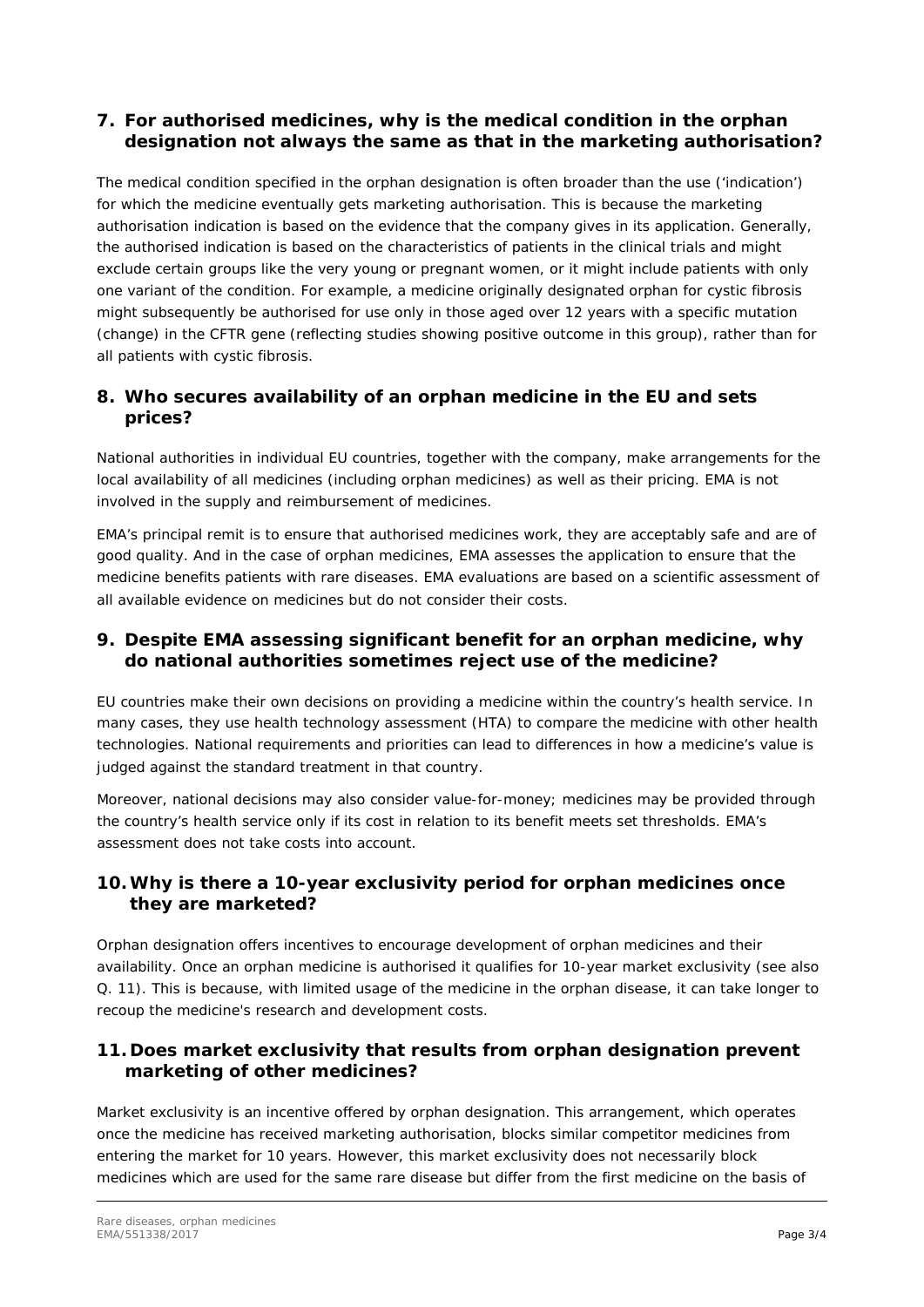## 7. For authorised medicines, why is the medical condition in the orphan designation not always the same as that in the marketing authorisation?

The medical condition specified in the orphan designation is often broader than the use ('indication') for which the medicine eventually gets marketing authorisation. This is because the marketing authorisation indication is based on the evidence that the company gives in its application. Generally, the authorised indication is based on the characteristics of patients in the clinical trials and might exclude certain groups like the very young or pregnant women, or it might include patients with only one variant of the condition. For example, a medicine originally designated orphan for cystic fibrosis might subsequently be authorised for use only in those aged over 12 years with a specific mutation (change) in the CFTR gene (reflecting studies showing positive outcome in this group), rather than for all patients with cystic fibrosis.

## 8. Who secures availability of an orphan medicine in the EU and sets prices?

National authorities in individual EU countries, together with the company, make arrangements for the local availability of all medicines (including orphan medicines) as well as their pricing. EMA is not involved in the supply and reimbursement of medicines.

EMA's principal remit is to ensure that authorised medicines work, they are acceptably safe and are of good quality. And in the case of orphan medicines, EMA assesses the application to ensure that the medicine benefits patients with rare diseases. EMA evaluations are based on a scientific assessment of all available evidence on medicines but do not consider their costs.

## 9. Despite EMA assessing significant benefit for an orphan medicine, why do national authorities sometimes reject use of the medicine?

EU countries make their own decisions on providing a medicine within the country's health service. In many cases, they use health technology assessment (HTA) to compare the medicine with other health technologies. National requirements and priorities can lead to differences in how a medicine's value is judged against the standard treatment in that country.

Moreover, national decisions may also consider value-for-money; medicines may be provided through the country's health service only if its cost in relation to its benefit meets set thresholds. EMA's assessment does not take costs into account.

## 10. Why is there a 10-year exclusivity period for orphan medicines once they are marketed?

Orphan designation offers incentives to encourage development of orphan medicines and their availability. Once an orphan medicine is authorised it qualifies for 10-year market exclusivity (see also Q. 11). This is because, with limited usage of the medicine in the orphan disease, it can take longer to recoup the medicine's research and development costs.

## 11. Does market exclusivity that results from orphan designation prevent marketing of other medicines?

Market exclusivity is an incentive offered by orphan designation. This arrangement, which operates once the medicine has received marketing authorisation, blocks similar competitor medicines from entering the market for 10 years. However, this market exclusivity does not necessarily block medicines which are used for the same rare disease but differ from the first medicine on the basis of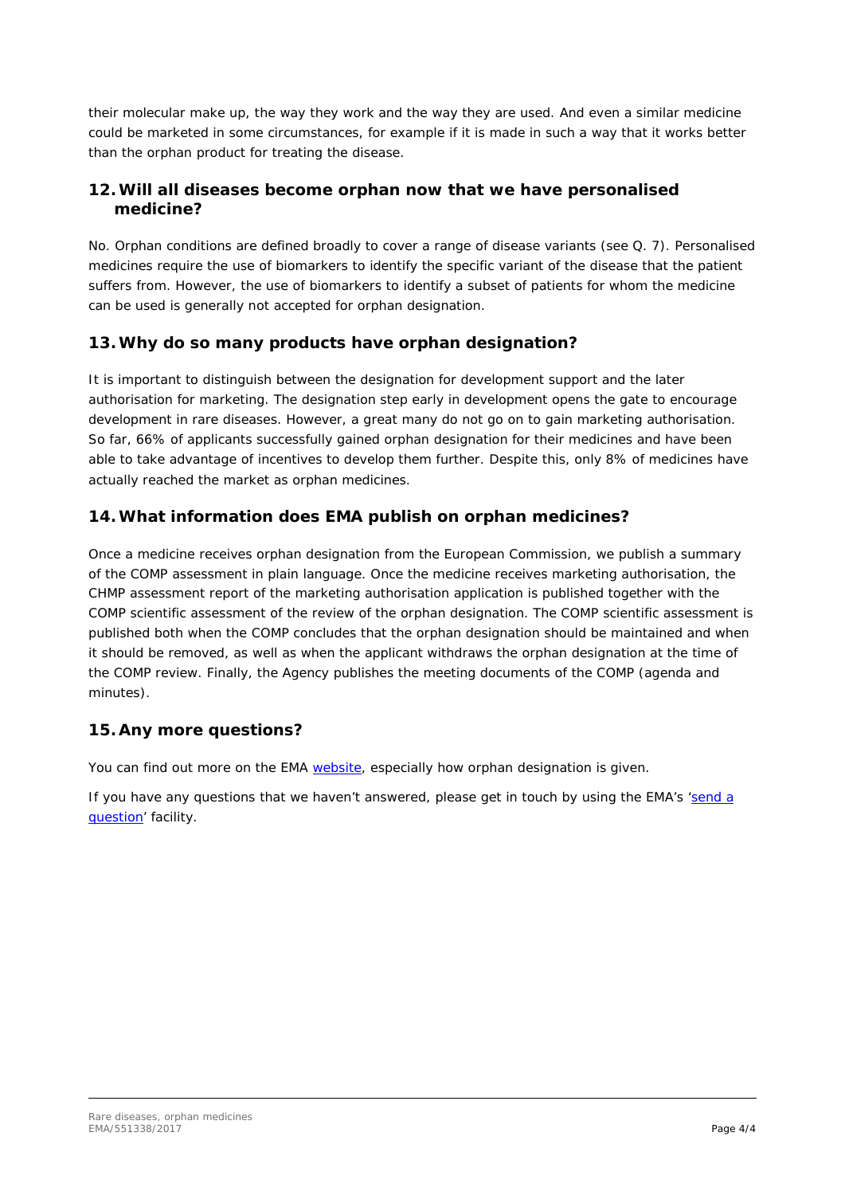their molecular make up, the way they work and the way they are used. And even a similar medicine could be marketed in some circumstances, for example if it is made in such a way that it works better than the orphan product for treating the disease.

## 12. Will all diseases become orphan now that we have personalised medicine?

No. Orphan conditions are defined broadly to cover a range of disease variants (see Q. 7). Personalised medicines require the use of biomarkers to identify the specific variant of the disease that the patient suffers from. However, the use of biomarkers to identify a subset of patients for whom the medicine can be used is generally not accepted for orphan designation.

## 13. Why do so many products have orphan designation?

It is important to distinguish between the designation for development support and the later authorisation for marketing. The designation step early in development opens the gate to encourage development in rare diseases. However, a great many do not go on to gain marketing authorisation. So far, 66% of applicants successfully gained orphan designation for their medicines and have been able to take advantage of incentives to develop them further. Despite this, only 8% of medicines have actually reached the market as orphan medicines.

## 14. What information does EMA publish on orphan medicines?

Once a medicine receives orphan designation from the European Commission, we publish a summary of the COMP assessment in plain language. Once the medicine receives marketing authorisation, the CHMP assessment report of the marketing authorisation application is published together with the COMP scientific assessment of the review of the orphan designation. The COMP scientific assessment is published both when the COMP concludes that the orphan designation should be maintained and when it should be removed, as well as when the applicant withdraws the orphan designation at the time of the COMP review. Finally, the Agency publishes the meeting documents of the COMP (agenda and minutes).

## 15. Any more questions?

You can find out more on the EMA website, especially how orphan designation is given.

If you have any questions that we haven't answered, please get in touch by using the EMA's 'send a question' facility.